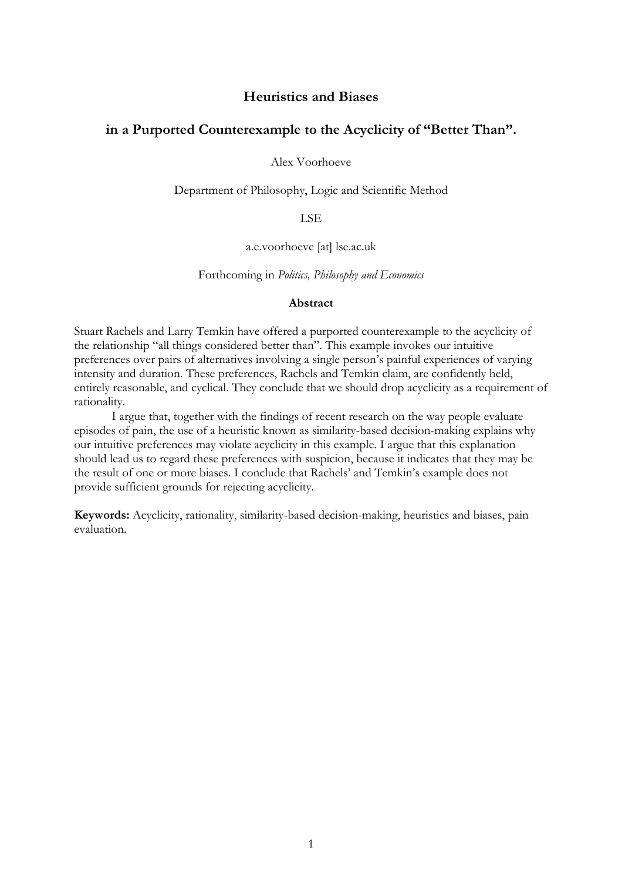# Heuristics and Biases

# in a Purported Counterexample to the Acyclicity of "Better Than".

Alex Voorhoeve

Department of Philosophy, Logic and Scientific Method

LSE

a.e.voorhoeve [at] lse.ac.uk

Forthcoming in *Politics, Philosophy and Economics*

### Abstract

Stuart Rachels and Larry Temkin have offered a purported counterexample to the acyclicity of the relationship "all things considered better than". This example invokes our intuitive preferences over pairs of alternatives involving a single person's painful experiences of varying intensity and duration. These preferences, Rachels and Temkin claim, are confidently held, entirely reasonable, and cyclical. They conclude that we should drop acyclicity as a requirement of rationality.

I argue that, together with the findings of recent research on the way people evaluate episodes of pain, the use of a heuristic known as similarity-based decision-making explains why our intuitive preferences may violate acyclicity in this example. I argue that this explanation should lead us to regard these preferences with suspicion, because it indicates that they may be the result of one or more biases. I conclude that Rachels' and Temkin's example does not provide sufficient grounds for rejecting acyclicity.

**Keywords:** Acyclicity, rationality, similarity-based decision-making, heuristics and biases, pain evaluation.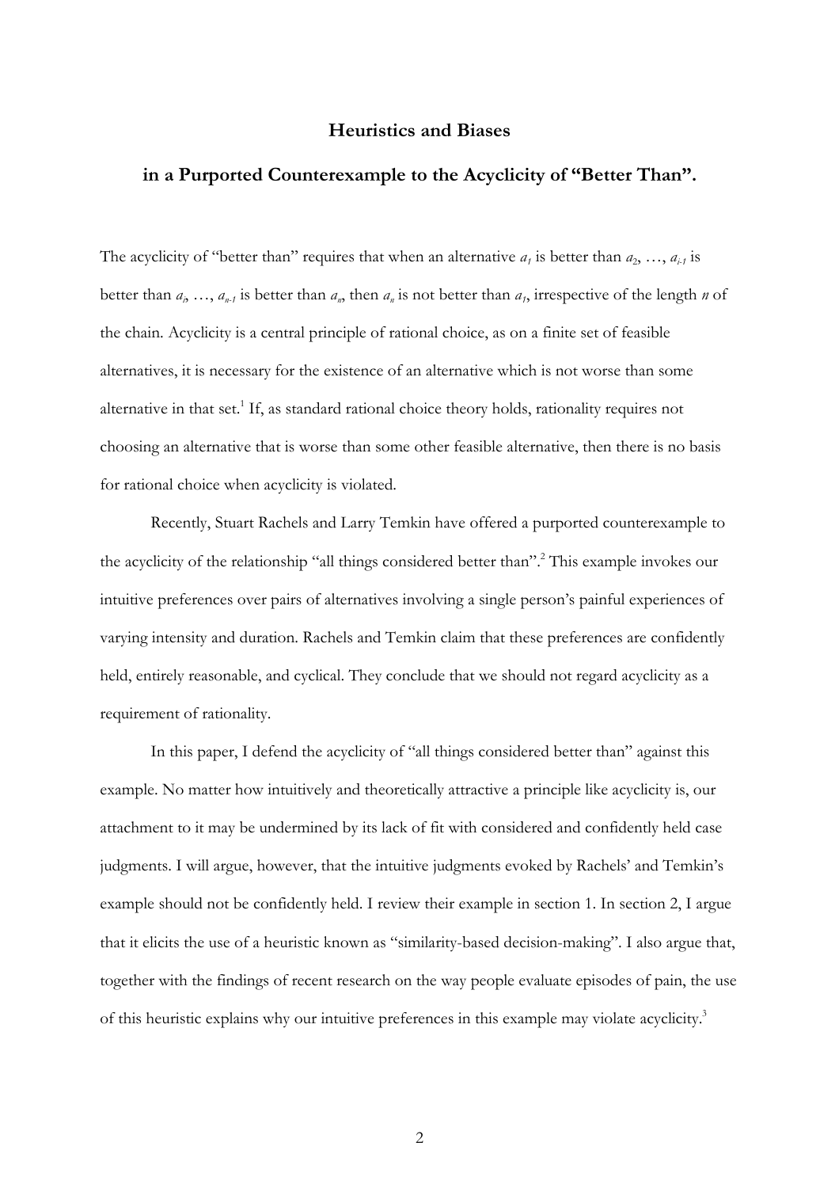# Heuristics and Biases

## in a Purported Counterexample to the Acyclicity of "Better Than".

The acyclicity of "better than" requires that when an alternative $a_1$ is better than $a_2$, …, $a_{i-1}$ is better than $a_i$, …, $a_{n-1}$ is better than $a_n$, then $a_n$ is not better than $a_1$, irrespective of the length $n$ of the chain. Acyclicity is a central principle of rational choice, as on a finite set of feasible alternatives, it is necessary for the existence of an alternative which is not worse than some alternative in that set.[1] If, as standard rational choice theory holds, rationality requires not choosing an alternative that is worse than some other feasible alternative, then there is no basis for rational choice when acyclicity is violated.

Recently, Stuart Rachels and Larry Temkin have offered a purported counterexample to the acyclicity of the relationship "all things considered better than".[2] This example invokes our intuitive preferences over pairs of alternatives involving a single person's painful experiences of varying intensity and duration. Rachels and Temkin claim that these preferences are confidently held, entirely reasonable, and cyclical. They conclude that we should not regard acyclicity as a requirement of rationality.

In this paper, I defend the acyclicity of "all things considered better than" against this example. No matter how intuitively and theoretically attractive a principle like acyclicity is, our attachment to it may be undermined by its lack of fit with considered and confidently held case judgments. I will argue, however, that the intuitive judgments evoked by Rachels' and Temkin's example should not be confidently held. I review their example in section 1. In section 2, I argue that it elicits the use of a heuristic known as "similarity-based decision-making". I also argue that, together with the findings of recent research on the way people evaluate episodes of pain, the use of this heuristic explains why our intuitive preferences in this example may violate acyclicity.[3]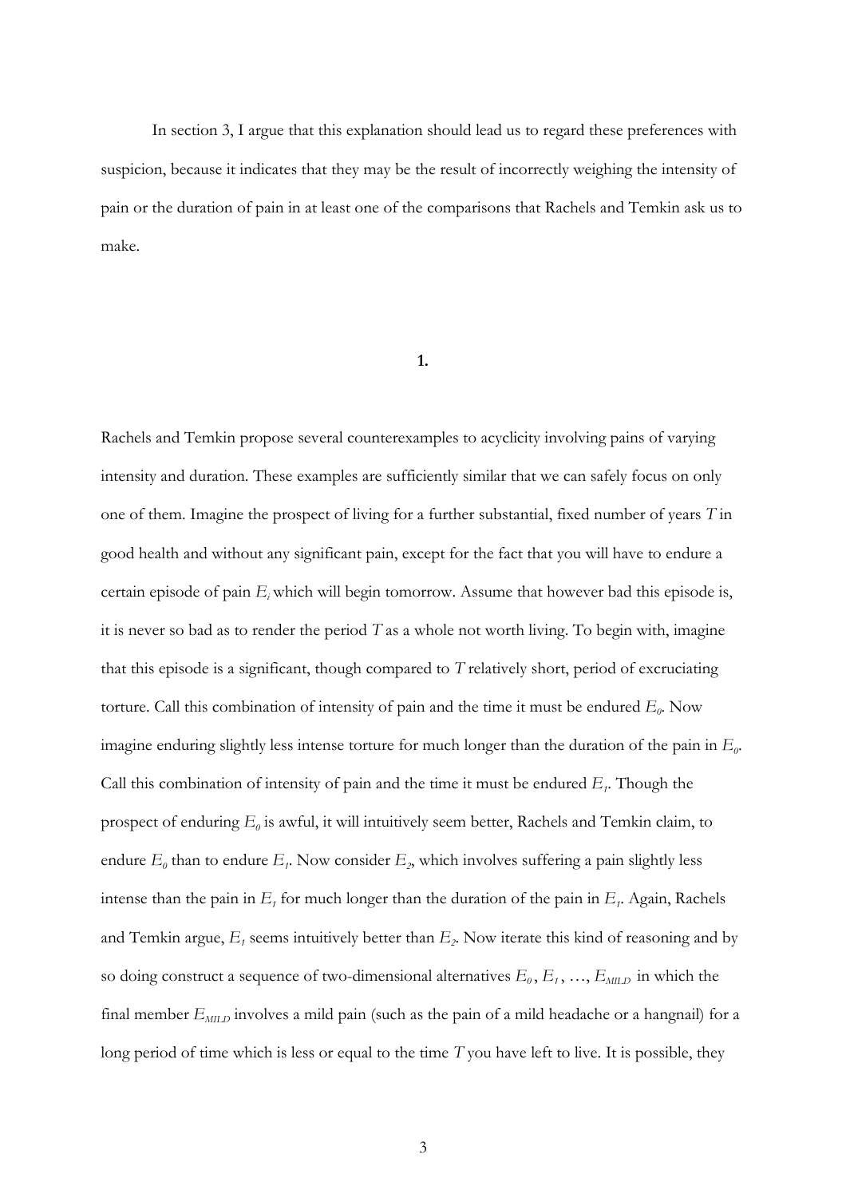In section 3, I argue that this explanation should lead us to regard these preferences with suspicion, because it indicates that they may be the result of incorrectly weighing the intensity of pain or the duration of pain in at least one of the comparisons that Rachels and Temkin ask us to make.

## 1.

Rachels and Temkin propose several counterexamples to acyclicity involving pains of varying intensity and duration. These examples are sufficiently similar that we can safely focus on only one of them. Imagine the prospect of living for a further substantial, fixed number of years $T$ in good health and without any significant pain, except for the fact that you will have to endure a certain episode of pain $E_i$ which will begin tomorrow. Assume that however bad this episode is, it is never so bad as to render the period $T$ as a whole not worth living. To begin with, imagine that this episode is a significant, though compared to $T$ relatively short, period of excruciating torture. Call this combination of intensity of pain and the time it must be endured $E_0$. Now imagine enduring slightly less intense torture for much longer than the duration of the pain in $E_0$. Call this combination of intensity of pain and the time it must be endured $E_1$. Though the prospect of enduring $E_0$ is awful, it will intuitively seem better, Rachels and Temkin claim, to endure $E_0$ than to endure $E_1$. Now consider $E_2$, which involves suffering a pain slightly less intense than the pain in $E_1$ for much longer than the duration of the pain in $E_1$. Again, Rachels and Temkin argue, $E_1$ seems intuitively better than $E_2$. Now iterate this kind of reasoning and by so doing construct a sequence of two-dimensional alternatives $E_0, E_1, \ldots, E_{MILD}$ in which the final member $E_{MILD}$ involves a mild pain (such as the pain of a mild headache or a hangnail) for a long period of time which is less or equal to the time $T$ you have left to live. It is possible, they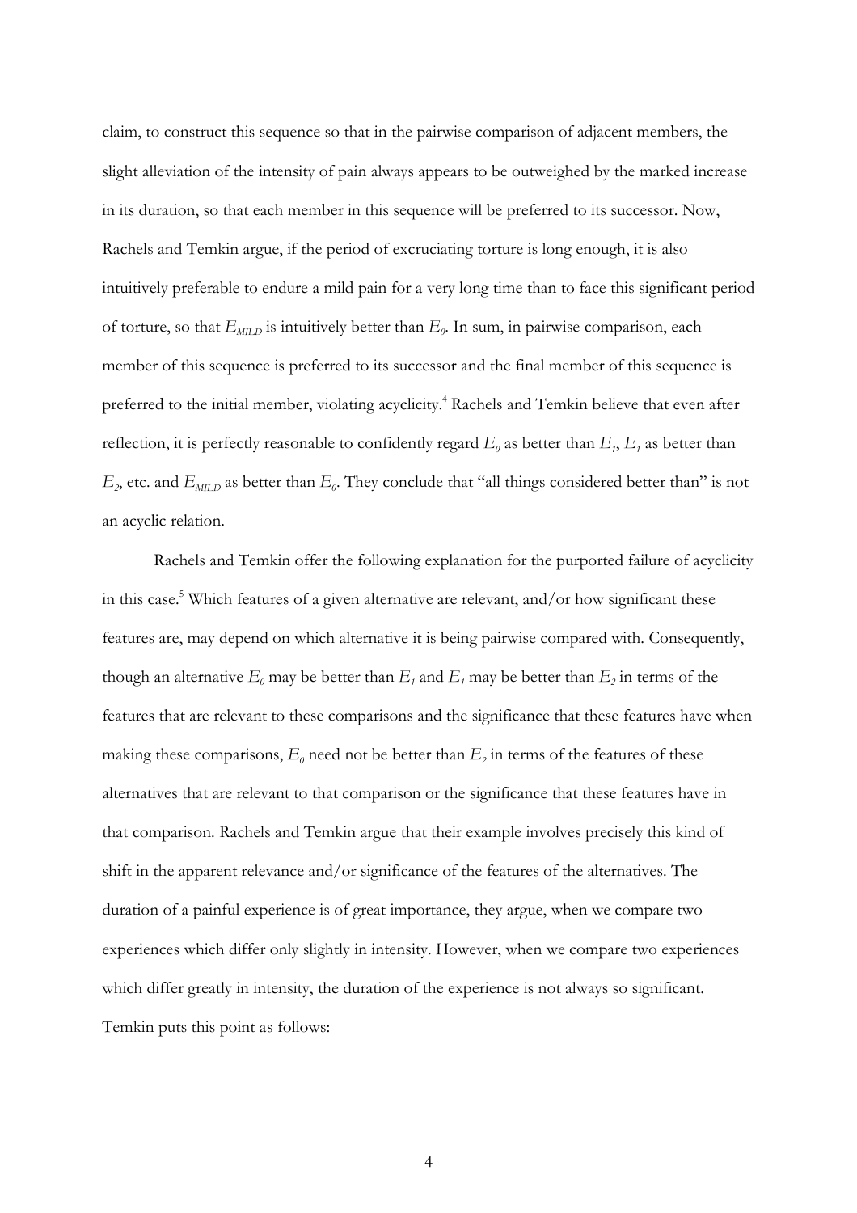claim, to construct this sequence so that in the pairwise comparison of adjacent members, the slight alleviation of the intensity of pain always appears to be outweighed by the marked increase in its duration, so that each member in this sequence will be preferred to its successor. Now, Rachels and Temkin argue, if the period of excruciating torture is long enough, it is also intuitively preferable to endure a mild pain for a very long time than to face this significant period of torture, so that $E_{MILD}$ is intuitively better than $E_0$. In sum, in pairwise comparison, each member of this sequence is preferred to its successor and the final member of this sequence is preferred to the initial member, violating acyclicity.[4] Rachels and Temkin believe that even after reflection, it is perfectly reasonable to confidently regard $E_0$ as better than $E_1$, $E_1$ as better than $E_2$, etc. and $E_{MILD}$ as better than $E_0$. They conclude that "all things considered better than" is not an acyclic relation.

Rachels and Temkin offer the following explanation for the purported failure of acyclicity in this case.[5] Which features of a given alternative are relevant, and/or how significant these features are, may depend on which alternative it is being pairwise compared with. Consequently, though an alternative $E_0$ may be better than $E_1$ and $E_1$ may be better than $E_2$ in terms of the features that are relevant to these comparisons and the significance that these features have when making these comparisons, $E_0$ need not be better than $E_2$ in terms of the features of these alternatives that are relevant to that comparison or the significance that these features have in that comparison. Rachels and Temkin argue that their example involves precisely this kind of shift in the apparent relevance and/or significance of the features of the alternatives. The duration of a painful experience is of great importance, they argue, when we compare two experiences which differ only slightly in intensity. However, when we compare two experiences which differ greatly in intensity, the duration of the experience is not always so significant. Temkin puts this point as follows: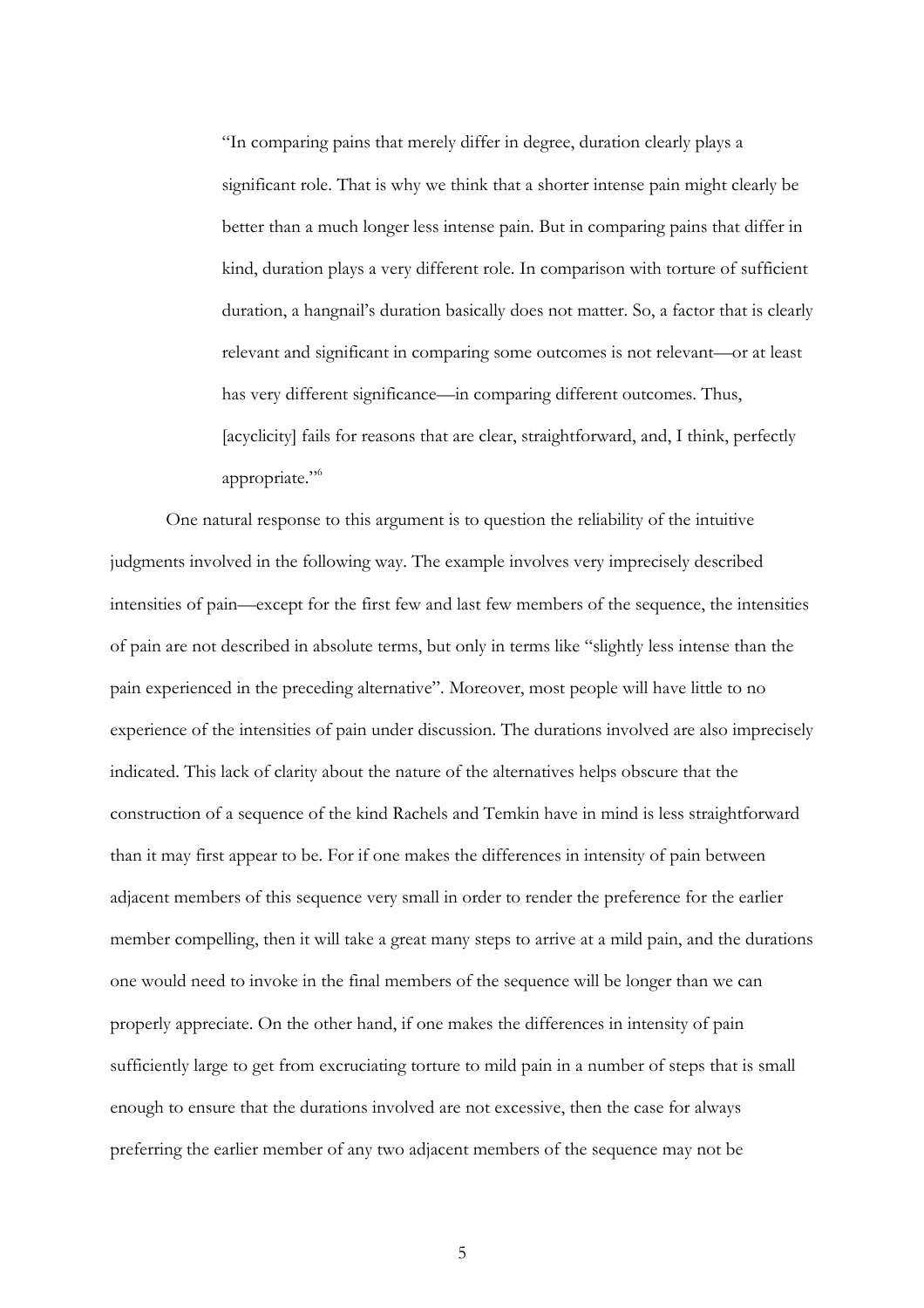> "In comparing pains that merely differ in degree, duration clearly plays a significant role. That is why we think that a shorter intense pain might clearly be better than a much longer less intense pain. But in comparing pains that differ in kind, duration plays a very different role. In comparison with torture of sufficient duration, a hangnail's duration basically does not matter. So, a factor that is clearly relevant and significant in comparing some outcomes is not relevant—or at least has very different significance—in comparing different outcomes. Thus, [acyclicity] fails for reasons that are clear, straightforward, and, I think, perfectly appropriate."[6]

One natural response to this argument is to question the reliability of the intuitive judgments involved in the following way. The example involves very imprecisely described intensities of pain—except for the first few and last few members of the sequence, the intensities of pain are not described in absolute terms, but only in terms like "slightly less intense than the pain experienced in the preceding alternative". Moreover, most people will have little to no experience of the intensities of pain under discussion. The durations involved are also imprecisely indicated. This lack of clarity about the nature of the alternatives helps obscure that the construction of a sequence of the kind Rachels and Temkin have in mind is less straightforward than it may first appear to be. For if one makes the differences in intensity of pain between adjacent members of this sequence very small in order to render the preference for the earlier member compelling, then it will take a great many steps to arrive at a mild pain, and the durations one would need to invoke in the final members of the sequence will be longer than we can properly appreciate. On the other hand, if one makes the differences in intensity of pain sufficiently large to get from excruciating torture to mild pain in a number of steps that is small enough to ensure that the durations involved are not excessive, then the case for always preferring the earlier member of any two adjacent members of the sequence may not be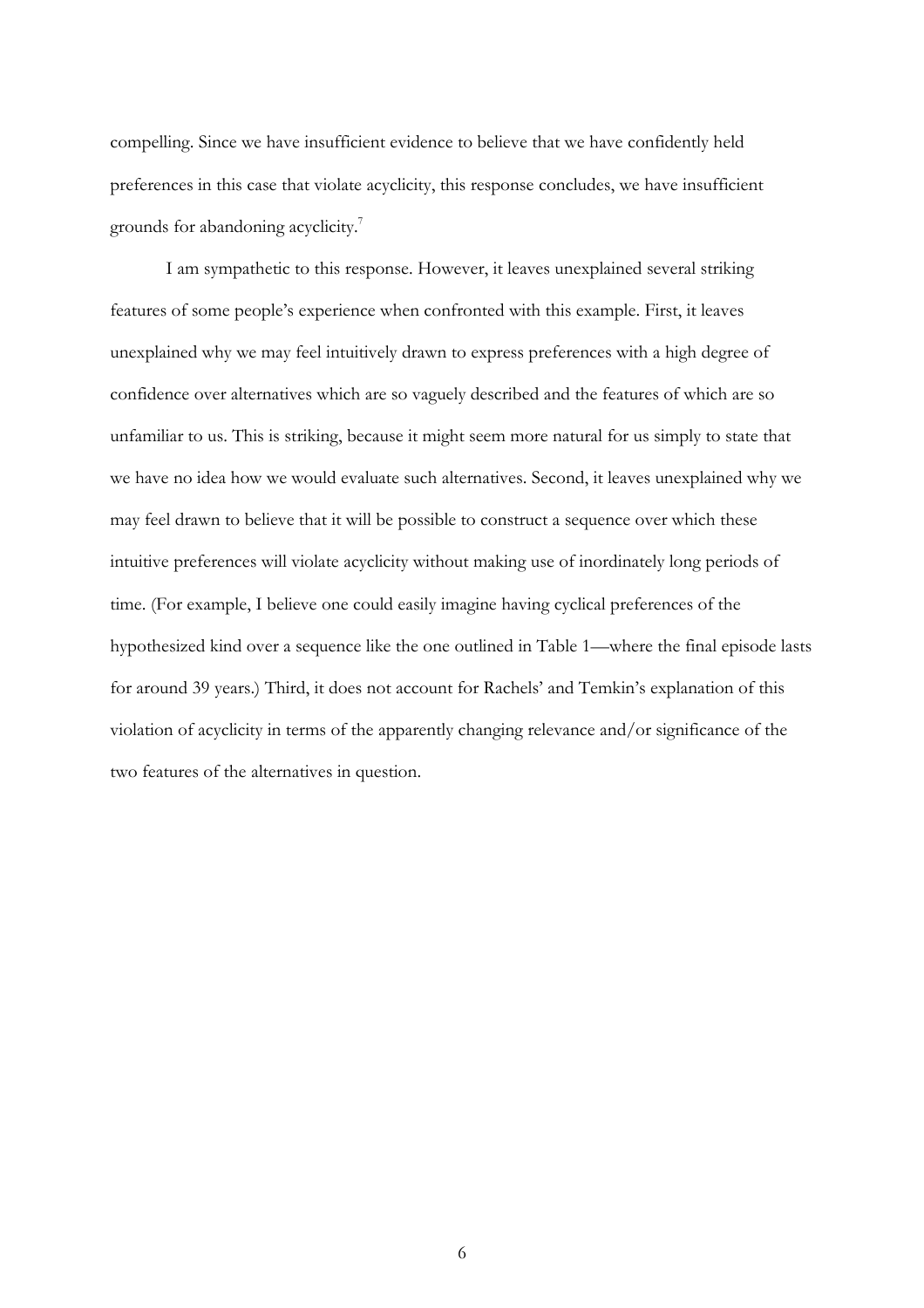compelling. Since we have insufficient evidence to believe that we have confidently held preferences in this case that violate acyclicity, this response concludes, we have insufficient grounds for abandoning acyclicity.[7]

I am sympathetic to this response. However, it leaves unexplained several striking features of some people's experience when confronted with this example. First, it leaves unexplained why we may feel intuitively drawn to express preferences with a high degree of confidence over alternatives which are so vaguely described and the features of which are so unfamiliar to us. This is striking, because it might seem more natural for us simply to state that we have no idea how we would evaluate such alternatives. Second, it leaves unexplained why we may feel drawn to believe that it will be possible to construct a sequence over which these intuitive preferences will violate acyclicity without making use of inordinately long periods of time. (For example, I believe one could easily imagine having cyclical preferences of the hypothesized kind over a sequence like the one outlined in Table 1—where the final episode lasts for around 39 years.) Third, it does not account for Rachels' and Temkin's explanation of this violation of acyclicity in terms of the apparently changing relevance and/or significance of the two features of the alternatives in question.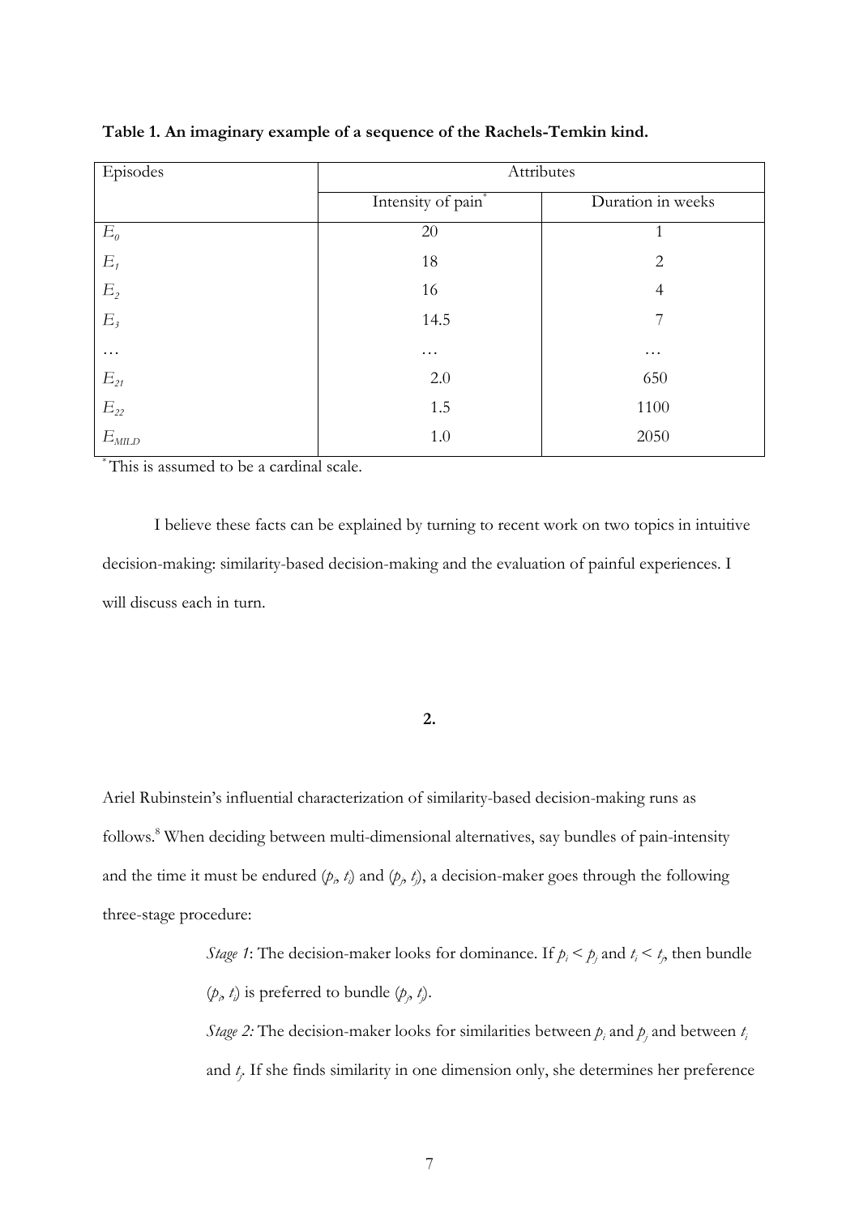**Table 1. An imaginary example of a sequence of the Rachels-Temkin kind.**

| Episodes | Attributes | |
|---|---|---|
| | Intensity of pain* | Duration in weeks |
| $E_0$ | 20 | 1 |
| $E_1$ | 18 | 2 |
| $E_2$ | 16 | 4 |
| $E_3$ | 14.5 | 7 |
| … | … | … |
| $E_{21}$ | 2.0 | 650 |
| $E_{22}$ | 1.5 | 1100 |
| $E_{MILD}$ | 1.0 | 2050 |

*This is assumed to be a cardinal scale.

I believe these facts can be explained by turning to recent work on two topics in intuitive decision-making: similarity-based decision-making and the evaluation of painful experiences. I will discuss each in turn.

## 2.

Ariel Rubinstein's influential characterization of similarity-based decision-making runs as follows.[8] When deciding between multi-dimensional alternatives, say bundles of pain-intensity and the time it must be endured $(p_i, t_i)$ and $(p_j, t_j)$, a decision-maker goes through the following three-stage procedure:

> *Stage 1*: The decision-maker looks for dominance. If $p_i < p_j$ and $t_i < t_j$, then bundle $(p_i, t_i)$ is preferred to bundle $(p_j, t_j)$.
>
> *Stage 2:* The decision-maker looks for similarities between $p_i$ and $p_j$ and between $t_i$ and $t_j$. If she finds similarity in one dimension only, she determines her preference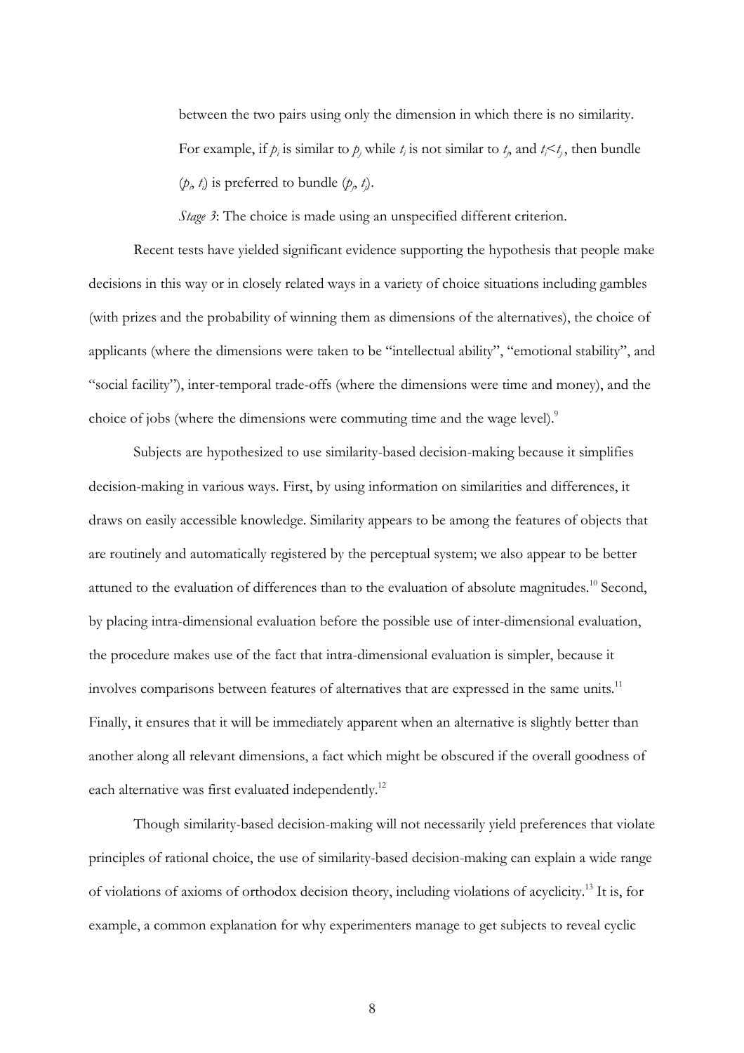between the two pairs using only the dimension in which there is no similarity. For example, if $p_i$ is similar to $p_j$ while $t_i$ is not similar to $t_j$, and $t_i < t_j$, then bundle ($p_i$, $t_i$) is preferred to bundle ($p_j$, $t_j$).

*Stage 3*: The choice is made using an unspecified different criterion.

Recent tests have yielded significant evidence supporting the hypothesis that people make decisions in this way or in closely related ways in a variety of choice situations including gambles (with prizes and the probability of winning them as dimensions of the alternatives), the choice of applicants (where the dimensions were taken to be "intellectual ability", "emotional stability", and "social facility"), inter-temporal trade-offs (where the dimensions were time and money), and the choice of jobs (where the dimensions were commuting time and the wage level).[9]

Subjects are hypothesized to use similarity-based decision-making because it simplifies decision-making in various ways. First, by using information on similarities and differences, it draws on easily accessible knowledge. Similarity appears to be among the features of objects that are routinely and automatically registered by the perceptual system; we also appear to be better attuned to the evaluation of differences than to the evaluation of absolute magnitudes.[10] Second, by placing intra-dimensional evaluation before the possible use of inter-dimensional evaluation, the procedure makes use of the fact that intra-dimensional evaluation is simpler, because it involves comparisons between features of alternatives that are expressed in the same units.[11] Finally, it ensures that it will be immediately apparent when an alternative is slightly better than another along all relevant dimensions, a fact which might be obscured if the overall goodness of each alternative was first evaluated independently.[12]

Though similarity-based decision-making will not necessarily yield preferences that violate principles of rational choice, the use of similarity-based decision-making can explain a wide range of violations of axioms of orthodox decision theory, including violations of acyclicity.[13] It is, for example, a common explanation for why experimenters manage to get subjects to reveal cyclic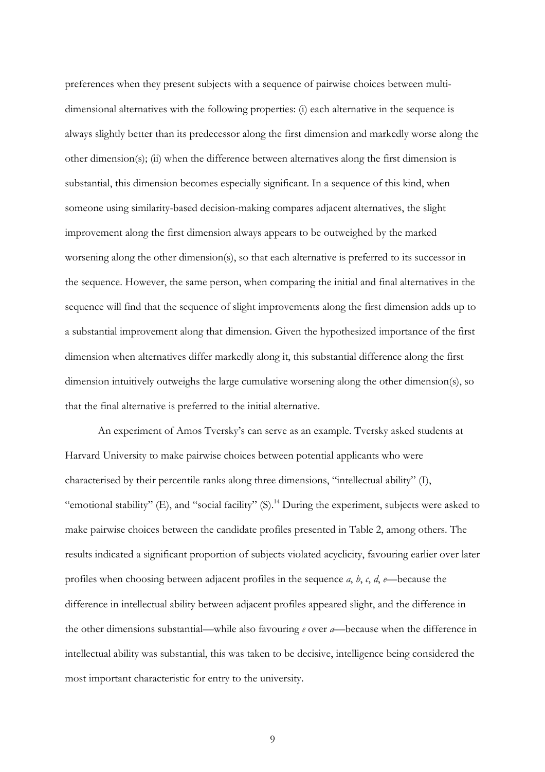preferences when they present subjects with a sequence of pairwise choices between multi-dimensional alternatives with the following properties: (i) each alternative in the sequence is always slightly better than its predecessor along the first dimension and markedly worse along the other dimension(s); (ii) when the difference between alternatives along the first dimension is substantial, this dimension becomes especially significant. In a sequence of this kind, when someone using similarity-based decision-making compares adjacent alternatives, the slight improvement along the first dimension always appears to be outweighed by the marked worsening along the other dimension(s), so that each alternative is preferred to its successor in the sequence. However, the same person, when comparing the initial and final alternatives in the sequence will find that the sequence of slight improvements along the first dimension adds up to a substantial improvement along that dimension. Given the hypothesized importance of the first dimension when alternatives differ markedly along it, this substantial difference along the first dimension intuitively outweighs the large cumulative worsening along the other dimension(s), so that the final alternative is preferred to the initial alternative.

An experiment of Amos Tversky's can serve as an example. Tversky asked students at Harvard University to make pairwise choices between potential applicants who were characterised by their percentile ranks along three dimensions, "intellectual ability" (I), "emotional stability" (E), and "social facility" (S).[14] During the experiment, subjects were asked to make pairwise choices between the candidate profiles presented in Table 2, among others. The results indicated a significant proportion of subjects violated acyclicity, favouring earlier over later profiles when choosing between adjacent profiles in the sequence *a*, *b*, *c*, *d*, *e*—because the difference in intellectual ability between adjacent profiles appeared slight, and the difference in the other dimensions substantial—while also favouring *e* over *a*—because when the difference in intellectual ability was substantial, this was taken to be decisive, intelligence being considered the most important characteristic for entry to the university.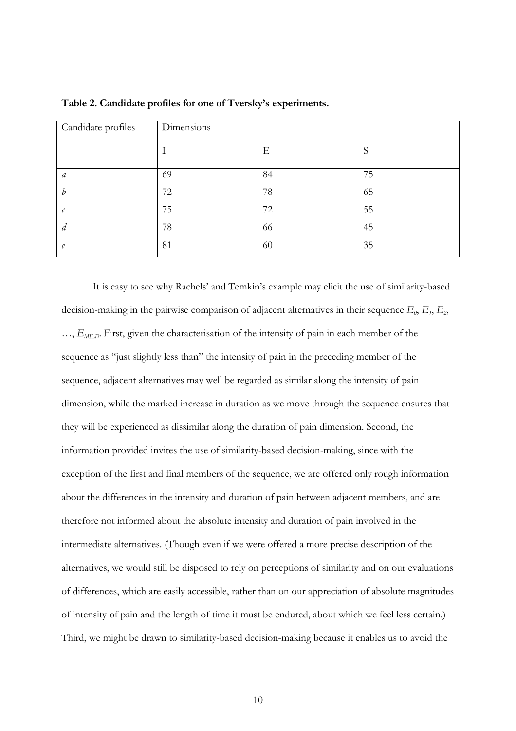**Table 2. Candidate profiles for one of Tversky's experiments.**

| Candidate profiles | Dimensions | | |
|---|---|---|---|
| | I | E | S |
| *a* | 69 | 84 | 75 |
| *b* | 72 | 78 | 65 |
| *c* | 75 | 72 | 55 |
| *d* | 78 | 66 | 45 |
| *e* | 81 | 60 | 35 |

It is easy to see why Rachels' and Temkin's example may elicit the use of similarity-based decision-making in the pairwise comparison of adjacent alternatives in their sequence $E_0$, $E_1$, $E_2$, …, $E_{MILD}$. First, given the characterisation of the intensity of pain in each member of the sequence as "just slightly less than" the intensity of pain in the preceding member of the sequence, adjacent alternatives may well be regarded as similar along the intensity of pain dimension, while the marked increase in duration as we move through the sequence ensures that they will be experienced as dissimilar along the duration of pain dimension. Second, the information provided invites the use of similarity-based decision-making, since with the exception of the first and final members of the sequence, we are offered only rough information about the differences in the intensity and duration of pain between adjacent members, and are therefore not informed about the absolute intensity and duration of pain involved in the intermediate alternatives. (Though even if we were offered a more precise description of the alternatives, we would still be disposed to rely on perceptions of similarity and on our evaluations of differences, which are easily accessible, rather than on our appreciation of absolute magnitudes of intensity of pain and the length of time it must be endured, about which we feel less certain.) Third, we might be drawn to similarity-based decision-making because it enables us to avoid the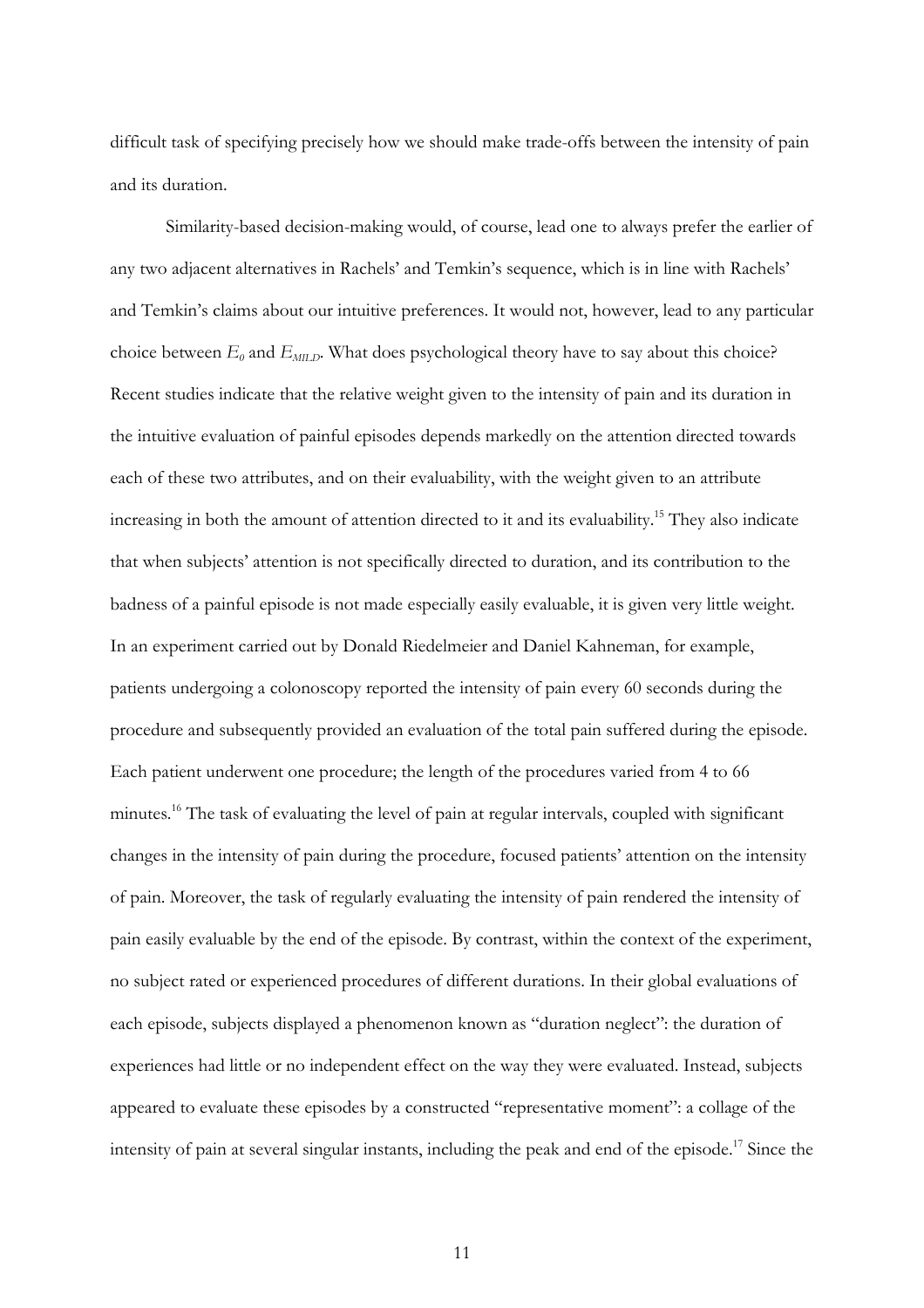difficult task of specifying precisely how we should make trade-offs between the intensity of pain and its duration.

Similarity-based decision-making would, of course, lead one to always prefer the earlier of any two adjacent alternatives in Rachels' and Temkin's sequence, which is in line with Rachels' and Temkin's claims about our intuitive preferences. It would not, however, lead to any particular choice between $E_0$ and $E_{MILD}$. What does psychological theory have to say about this choice? Recent studies indicate that the relative weight given to the intensity of pain and its duration in the intuitive evaluation of painful episodes depends markedly on the attention directed towards each of these two attributes, and on their evaluability, with the weight given to an attribute increasing in both the amount of attention directed to it and its evaluability.[15] They also indicate that when subjects' attention is not specifically directed to duration, and its contribution to the badness of a painful episode is not made especially easily evaluable, it is given very little weight. In an experiment carried out by Donald Riedelmeier and Daniel Kahneman, for example, patients undergoing a colonoscopy reported the intensity of pain every 60 seconds during the procedure and subsequently provided an evaluation of the total pain suffered during the episode. Each patient underwent one procedure; the length of the procedures varied from 4 to 66 minutes.[16] The task of evaluating the level of pain at regular intervals, coupled with significant changes in the intensity of pain during the procedure, focused patients' attention on the intensity of pain. Moreover, the task of regularly evaluating the intensity of pain rendered the intensity of pain easily evaluable by the end of the episode. By contrast, within the context of the experiment, no subject rated or experienced procedures of different durations. In their global evaluations of each episode, subjects displayed a phenomenon known as "duration neglect": the duration of experiences had little or no independent effect on the way they were evaluated. Instead, subjects appeared to evaluate these episodes by a constructed "representative moment": a collage of the intensity of pain at several singular instants, including the peak and end of the episode.[17] Since the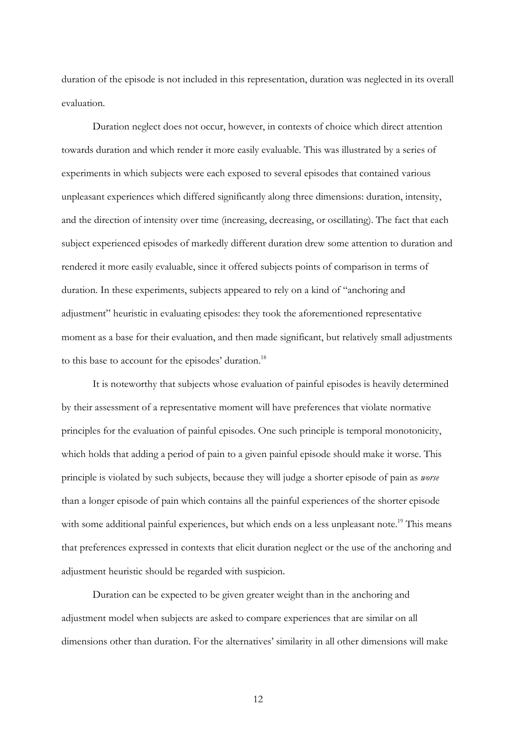duration of the episode is not included in this representation, duration was neglected in its overall evaluation.

Duration neglect does not occur, however, in contexts of choice which direct attention towards duration and which render it more easily evaluable. This was illustrated by a series of experiments in which subjects were each exposed to several episodes that contained various unpleasant experiences which differed significantly along three dimensions: duration, intensity, and the direction of intensity over time (increasing, decreasing, or oscillating). The fact that each subject experienced episodes of markedly different duration drew some attention to duration and rendered it more easily evaluable, since it offered subjects points of comparison in terms of duration. In these experiments, subjects appeared to rely on a kind of "anchoring and adjustment" heuristic in evaluating episodes: they took the aforementioned representative moment as a base for their evaluation, and then made significant, but relatively small adjustments to this base to account for the episodes' duration.[18]

It is noteworthy that subjects whose evaluation of painful episodes is heavily determined by their assessment of a representative moment will have preferences that violate normative principles for the evaluation of painful episodes. One such principle is temporal monotonicity, which holds that adding a period of pain to a given painful episode should make it worse. This principle is violated by such subjects, because they will judge a shorter episode of pain as *worse* than a longer episode of pain which contains all the painful experiences of the shorter episode with some additional painful experiences, but which ends on a less unpleasant note.[19] This means that preferences expressed in contexts that elicit duration neglect or the use of the anchoring and adjustment heuristic should be regarded with suspicion.

Duration can be expected to be given greater weight than in the anchoring and adjustment model when subjects are asked to compare experiences that are similar on all dimensions other than duration. For the alternatives' similarity in all other dimensions will make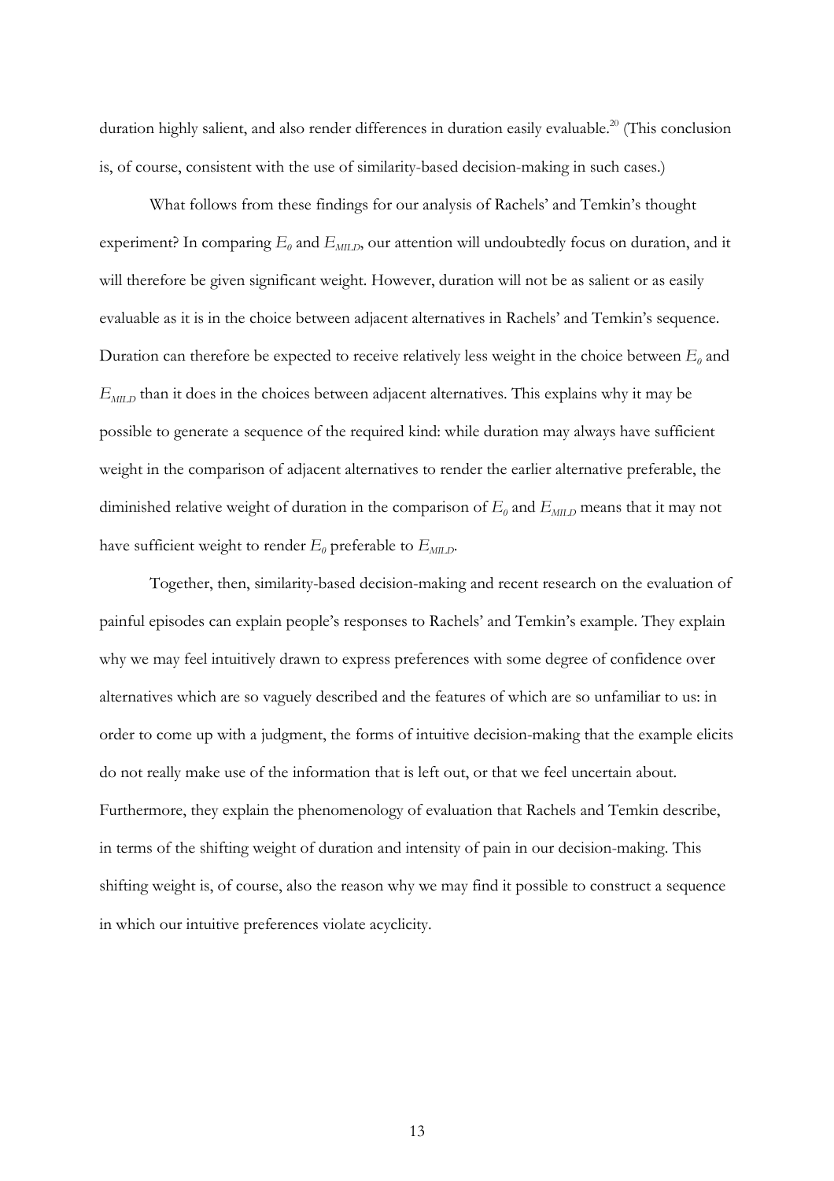duration highly salient, and also render differences in duration easily evaluable.[20] (This conclusion is, of course, consistent with the use of similarity-based decision-making in such cases.)

What follows from these findings for our analysis of Rachels' and Temkin's thought experiment? In comparing $E_0$ and $E_{MILD}$, our attention will undoubtedly focus on duration, and it will therefore be given significant weight. However, duration will not be as salient or as easily evaluable as it is in the choice between adjacent alternatives in Rachels' and Temkin's sequence. Duration can therefore be expected to receive relatively less weight in the choice between $E_0$ and $E_{MILD}$ than it does in the choices between adjacent alternatives. This explains why it may be possible to generate a sequence of the required kind: while duration may always have sufficient weight in the comparison of adjacent alternatives to render the earlier alternative preferable, the diminished relative weight of duration in the comparison of $E_0$ and $E_{MILD}$ means that it may not have sufficient weight to render $E_0$ preferable to $E_{MILD}$.

Together, then, similarity-based decision-making and recent research on the evaluation of painful episodes can explain people's responses to Rachels' and Temkin's example. They explain why we may feel intuitively drawn to express preferences with some degree of confidence over alternatives which are so vaguely described and the features of which are so unfamiliar to us: in order to come up with a judgment, the forms of intuitive decision-making that the example elicits do not really make use of the information that is left out, or that we feel uncertain about. Furthermore, they explain the phenomenology of evaluation that Rachels and Temkin describe, in terms of the shifting weight of duration and intensity of pain in our decision-making. This shifting weight is, of course, also the reason why we may find it possible to construct a sequence in which our intuitive preferences violate acyclicity.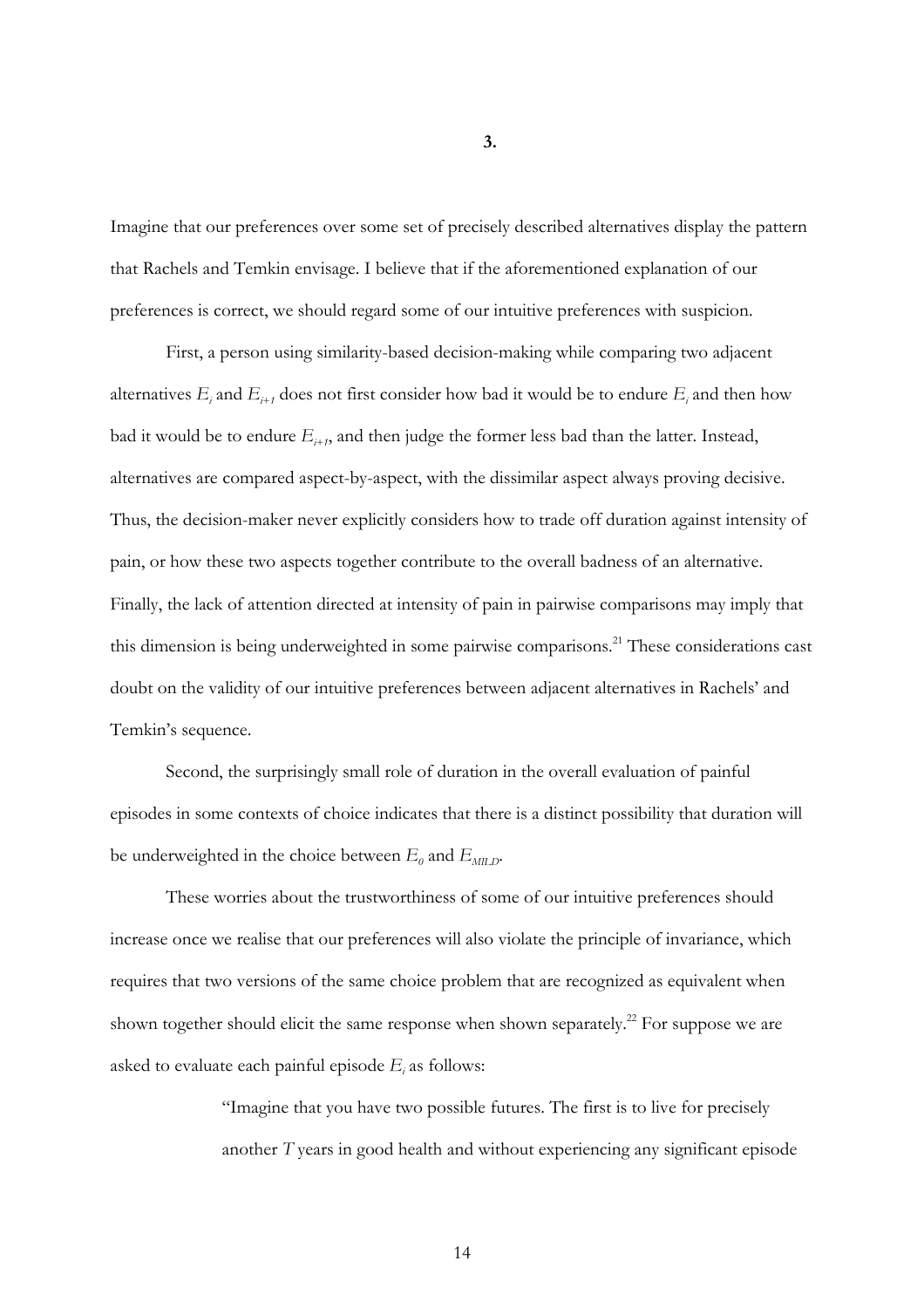## 3.

Imagine that our preferences over some set of precisely described alternatives display the pattern that Rachels and Temkin envisage. I believe that if the aforementioned explanation of our preferences is correct, we should regard some of our intuitive preferences with suspicion.

First, a person using similarity-based decision-making while comparing two adjacent alternatives $E_i$ and $E_{i+1}$ does not first consider how bad it would be to endure $E_i$ and then how bad it would be to endure $E_{i+1}$, and then judge the former less bad than the latter. Instead, alternatives are compared aspect-by-aspect, with the dissimilar aspect always proving decisive. Thus, the decision-maker never explicitly considers how to trade off duration against intensity of pain, or how these two aspects together contribute to the overall badness of an alternative. Finally, the lack of attention directed at intensity of pain in pairwise comparisons may imply that this dimension is being underweighted in some pairwise comparisons.[21] These considerations cast doubt on the validity of our intuitive preferences between adjacent alternatives in Rachels' and Temkin's sequence.

Second, the surprisingly small role of duration in the overall evaluation of painful episodes in some contexts of choice indicates that there is a distinct possibility that duration will be underweighted in the choice between $E_0$ and $E_{MILD}$.

These worries about the trustworthiness of some of our intuitive preferences should increase once we realise that our preferences will also violate the principle of invariance, which requires that two versions of the same choice problem that are recognized as equivalent when shown together should elicit the same response when shown separately.[22] For suppose we are asked to evaluate each painful episode $E_i$ as follows:

> "Imagine that you have two possible futures. The first is to live for precisely another $T$ years in good health and without experiencing any significant episode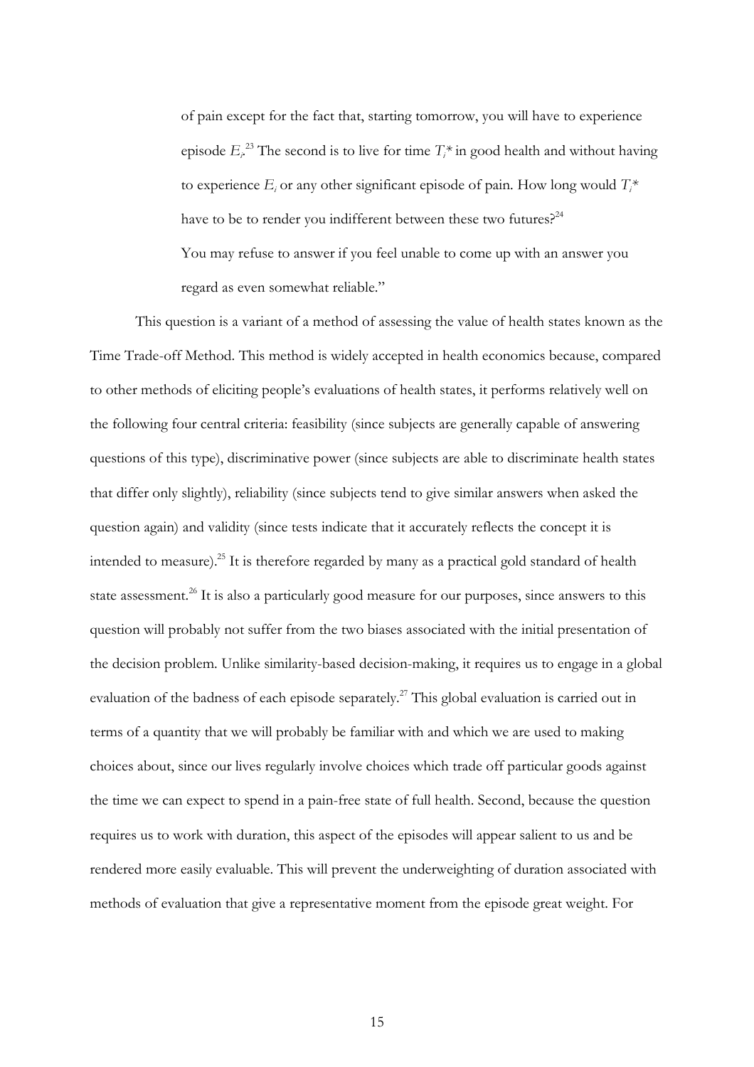of pain except for the fact that, starting tomorrow, you will have to experience episode $E_i$.[23] The second is to live for time $T_i$* in good health and without having to experience $E_i$ or any other significant episode of pain. How long would $T_i$* have to be to render you indifferent between these two futures?[24]

You may refuse to answer if you feel unable to come up with an answer you regard as even somewhat reliable."

This question is a variant of a method of assessing the value of health states known as the Time Trade-off Method. This method is widely accepted in health economics because, compared to other methods of eliciting people's evaluations of health states, it performs relatively well on the following four central criteria: feasibility (since subjects are generally capable of answering questions of this type), discriminative power (since subjects are able to discriminate health states that differ only slightly), reliability (since subjects tend to give similar answers when asked the question again) and validity (since tests indicate that it accurately reflects the concept it is intended to measure).[25] It is therefore regarded by many as a practical gold standard of health state assessment.[26] It is also a particularly good measure for our purposes, since answers to this question will probably not suffer from the two biases associated with the initial presentation of the decision problem. Unlike similarity-based decision-making, it requires us to engage in a global evaluation of the badness of each episode separately.[27] This global evaluation is carried out in terms of a quantity that we will probably be familiar with and which we are used to making choices about, since our lives regularly involve choices which trade off particular goods against the time we can expect to spend in a pain-free state of full health. Second, because the question requires us to work with duration, this aspect of the episodes will appear salient to us and be rendered more easily evaluable. This will prevent the underweighting of duration associated with methods of evaluation that give a representative moment from the episode great weight. For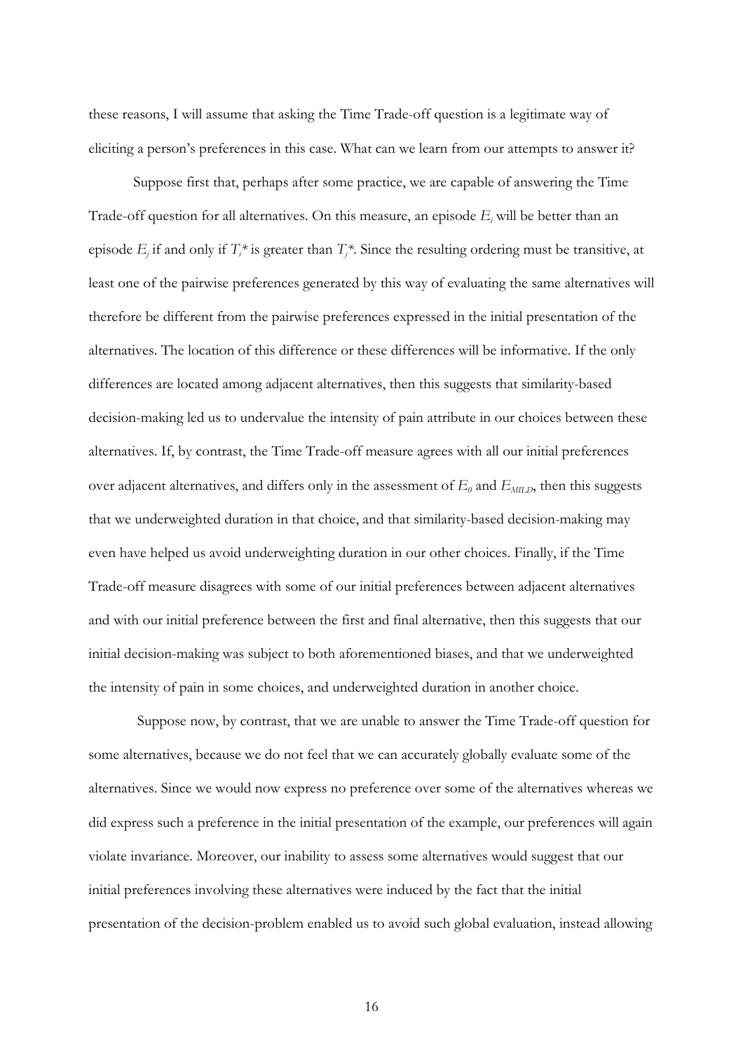these reasons, I will assume that asking the Time Trade-off question is a legitimate way of eliciting a person's preferences in this case. What can we learn from our attempts to answer it?

Suppose first that, perhaps after some practice, we are capable of answering the Time Trade-off question for all alternatives. On this measure, an episode $E_i$ will be better than an episode $E_j$ if and only if $T_i$* is greater than $T_j$*. Since the resulting ordering must be transitive, at least one of the pairwise preferences generated by this way of evaluating the same alternatives will therefore be different from the pairwise preferences expressed in the initial presentation of the alternatives. The location of this difference or these differences will be informative. If the only differences are located among adjacent alternatives, then this suggests that similarity-based decision-making led us to undervalue the intensity of pain attribute in our choices between these alternatives. If, by contrast, the Time Trade-off measure agrees with all our initial preferences over adjacent alternatives, and differs only in the assessment of $E_0$ and $E_{MILD}$, then this suggests that we underweighted duration in that choice, and that similarity-based decision-making may even have helped us avoid underweighting duration in our other choices. Finally, if the Time Trade-off measure disagrees with some of our initial preferences between adjacent alternatives and with our initial preference between the first and final alternative, then this suggests that our initial decision-making was subject to both aforementioned biases, and that we underweighted the intensity of pain in some choices, and underweighted duration in another choice.

Suppose now, by contrast, that we are unable to answer the Time Trade-off question for some alternatives, because we do not feel that we can accurately globally evaluate some of the alternatives. Since we would now express no preference over some of the alternatives whereas we did express such a preference in the initial presentation of the example, our preferences will again violate invariance. Moreover, our inability to assess some alternatives would suggest that our initial preferences involving these alternatives were induced by the fact that the initial presentation of the decision-problem enabled us to avoid such global evaluation, instead allowing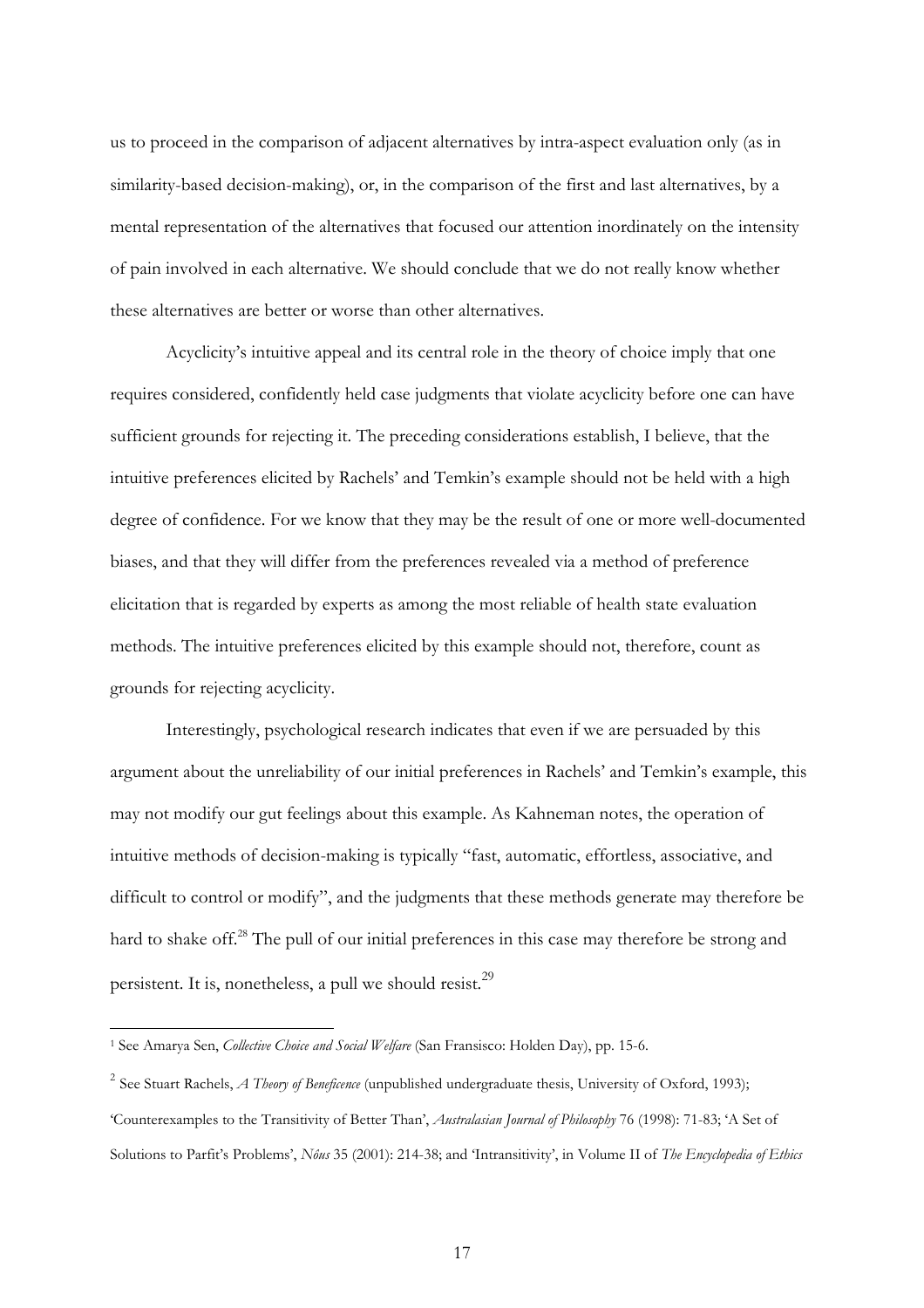us to proceed in the comparison of adjacent alternatives by intra-aspect evaluation only (as in similarity-based decision-making), or, in the comparison of the first and last alternatives, by a mental representation of the alternatives that focused our attention inordinately on the intensity of pain involved in each alternative. We should conclude that we do not really know whether these alternatives are better or worse than other alternatives.

Acyclicity's intuitive appeal and its central role in the theory of choice imply that one requires considered, confidently held case judgments that violate acyclicity before one can have sufficient grounds for rejecting it. The preceding considerations establish, I believe, that the intuitive preferences elicited by Rachels' and Temkin's example should not be held with a high degree of confidence. For we know that they may be the result of one or more well-documented biases, and that they will differ from the preferences revealed via a method of preference elicitation that is regarded by experts as among the most reliable of health state evaluation methods. The intuitive preferences elicited by this example should not, therefore, count as grounds for rejecting acyclicity.

Interestingly, psychological research indicates that even if we are persuaded by this argument about the unreliability of our initial preferences in Rachels' and Temkin's example, this may not modify our gut feelings about this example. As Kahneman notes, the operation of intuitive methods of decision-making is typically "fast, automatic, effortless, associative, and difficult to control or modify", and the judgments that these methods generate may therefore be hard to shake off.[28] The pull of our initial preferences in this case may therefore be strong and persistent. It is, nonetheless, a pull we should resist.[29]

---

[1] See Amarya Sen, *Collective Choice and Social Welfare* (San Fransisco: Holden Day), pp. 15-6.

[2] See Stuart Rachels, *A Theory of Beneficence* (unpublished undergraduate thesis, University of Oxford, 1993); 'Counterexamples to the Transitivity of Better Than', *Australasian Journal of Philosophy* 76 (1998): 71-83; 'A Set of Solutions to Parfit's Problems', *Noûs* 35 (2001): 214-38; and 'Intransitivity', in Volume II of *The Encyclopedia of Ethics*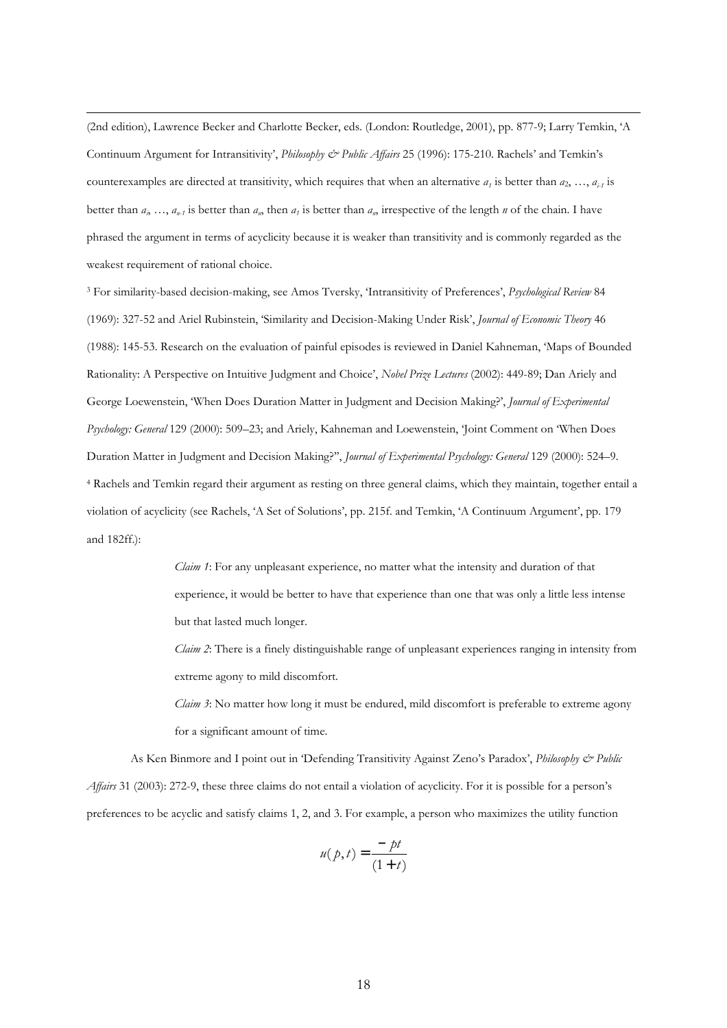(2nd edition), Lawrence Becker and Charlotte Becker, eds. (London: Routledge, 2001), pp. 877-9; Larry Temkin, 'A Continuum Argument for Intransitivity', *Philosophy & Public Affairs* 25 (1996): 175-210. Rachels' and Temkin's counterexamples are directed at transitivity, which requires that when an alternative $a_1$ is better than $a_2$, …, $a_{i-1}$ is better than $a_i$, …, $a_{n-1}$ is better than $a_n$, then $a_1$ is better than $a_n$, irrespective of the length $n$ of the chain. I have phrased the argument in terms of acyclicity because it is weaker than transitivity and is commonly regarded as the weakest requirement of rational choice.

[3] For similarity-based decision-making, see Amos Tversky, 'Intransitivity of Preferences', *Psychological Review* 84 (1969): 327-52 and Ariel Rubinstein, 'Similarity and Decision-Making Under Risk', *Journal of Economic Theory* 46 (1988): 145-53. Research on the evaluation of painful episodes is reviewed in Daniel Kahneman, 'Maps of Bounded Rationality: A Perspective on Intuitive Judgment and Choice', *Nobel Prize Lectures* (2002): 449-89; Dan Ariely and George Loewenstein, 'When Does Duration Matter in Judgment and Decision Making?', *Journal of Experimental Psychology: General* 129 (2000): 509–23; and Ariely, Kahneman and Loewenstein, 'Joint Comment on 'When Does Duration Matter in Judgment and Decision Making?'', *Journal of Experimental Psychology: General* 129 (2000): 524–9.

[4] Rachels and Temkin regard their argument as resting on three general claims, which they maintain, together entail a violation of acyclicity (see Rachels, 'A Set of Solutions', pp. 215f. and Temkin, 'A Continuum Argument', pp. 179 and 182ff.):

> *Claim 1*: For any unpleasant experience, no matter what the intensity and duration of that experience, it would be better to have that experience than one that was only a little less intense but that lasted much longer.
>
> *Claim 2*: There is a finely distinguishable range of unpleasant experiences ranging in intensity from extreme agony to mild discomfort.
>
> *Claim 3*: No matter how long it must be endured, mild discomfort is preferable to extreme agony for a significant amount of time.

As Ken Binmore and I point out in 'Defending Transitivity Against Zeno's Paradox', *Philosophy & Public Affairs* 31 (2003): 272-9, these three claims do not entail a violation of acyclicity. For it is possible for a person's preferences to be acyclic and satisfy claims 1, 2, and 3. For example, a person who maximizes the utility function

$$u(p,t) = \frac{-pt}{(1+t)}$$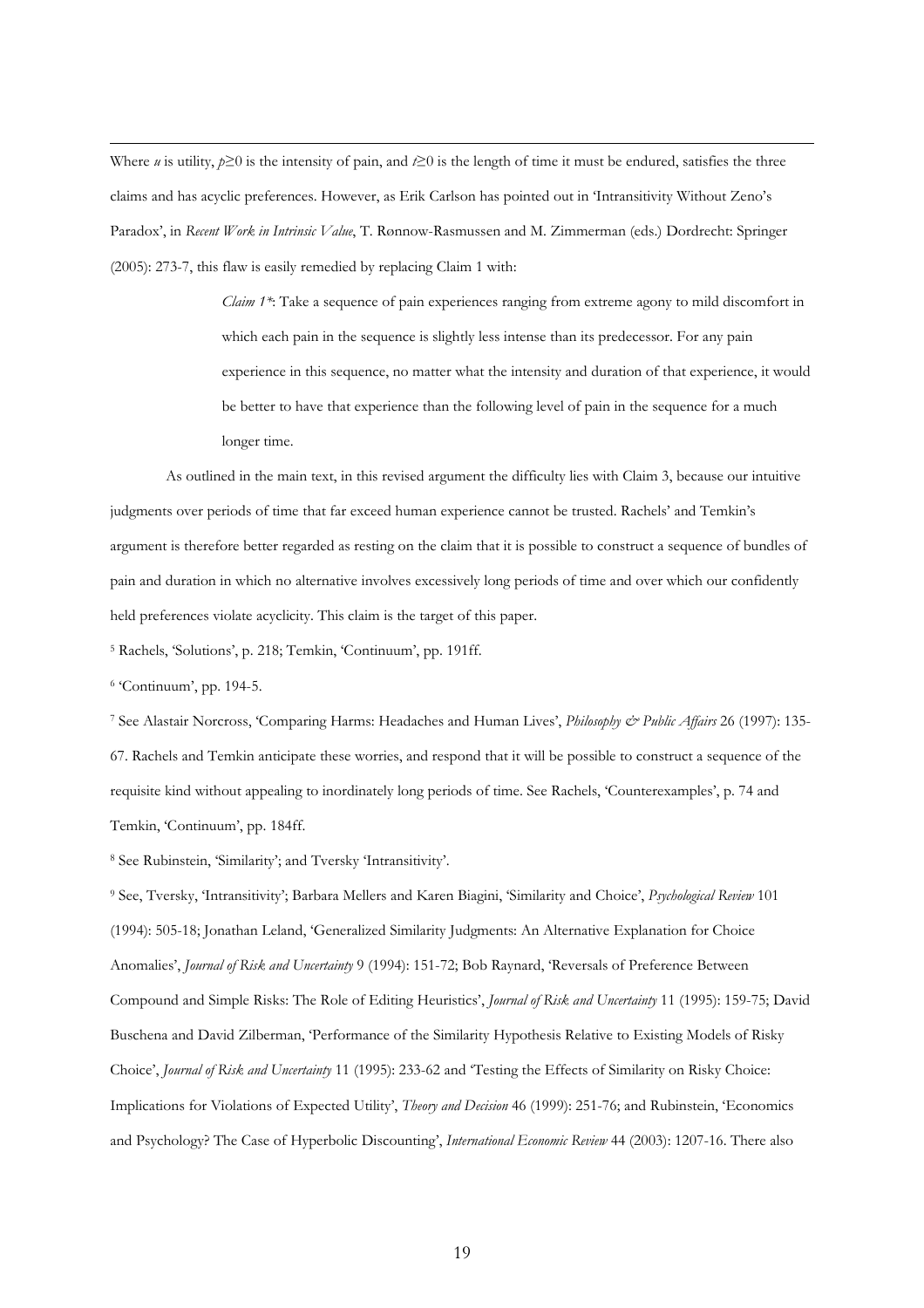Where $u$ is utility, $p \geq 0$ is the intensity of pain, and $t \geq 0$ is the length of time it must be endured, satisfies the three claims and has acyclic preferences. However, as Erik Carlson has pointed out in 'Intransitivity Without Zeno's Paradox', in *Recent Work in Intrinsic Value*, T. Rønnow-Rasmussen and M. Zimmerman (eds.) Dordrecht: Springer (2005): 273-7, this flaw is easily remedied by replacing Claim 1 with:

> *Claim 1\**: Take a sequence of pain experiences ranging from extreme agony to mild discomfort in which each pain in the sequence is slightly less intense than its predecessor. For any pain experience in this sequence, no matter what the intensity and duration of that experience, it would be better to have that experience than the following level of pain in the sequence for a much longer time.

As outlined in the main text, in this revised argument the difficulty lies with Claim 3, because our intuitive judgments over periods of time that far exceed human experience cannot be trusted. Rachels' and Temkin's argument is therefore better regarded as resting on the claim that it is possible to construct a sequence of bundles of pain and duration in which no alternative involves excessively long periods of time and over which our confidently held preferences violate acyclicity. This claim is the target of this paper.

[5] Rachels, 'Solutions', p. 218; Temkin, 'Continuum', pp. 191ff.

[6] 'Continuum', pp. 194-5.

[7] See Alastair Norcross, 'Comparing Harms: Headaches and Human Lives', *Philosophy & Public Affairs* 26 (1997): 135-67. Rachels and Temkin anticipate these worries, and respond that it will be possible to construct a sequence of the requisite kind without appealing to inordinately long periods of time. See Rachels, 'Counterexamples', p. 74 and Temkin, 'Continuum', pp. 184ff.

[8] See Rubinstein, 'Similarity'; and Tversky 'Intransitivity'.

[9] See, Tversky, 'Intransitivity'; Barbara Mellers and Karen Biagini, 'Similarity and Choice', *Psychological Review* 101 (1994): 505-18; Jonathan Leland, 'Generalized Similarity Judgments: An Alternative Explanation for Choice Anomalies', *Journal of Risk and Uncertainty* 9 (1994): 151-72; Bob Raynard, 'Reversals of Preference Between Compound and Simple Risks: The Role of Editing Heuristics', *Journal of Risk and Uncertainty* 11 (1995): 159-75; David Buschena and David Zilberman, 'Performance of the Similarity Hypothesis Relative to Existing Models of Risky Choice', *Journal of Risk and Uncertainty* 11 (1995): 233-62 and 'Testing the Effects of Similarity on Risky Choice: Implications for Violations of Expected Utility', *Theory and Decision* 46 (1999): 251-76; and Rubinstein, 'Economics and Psychology? The Case of Hyperbolic Discounting', *International Economic Review* 44 (2003): 1207-16. There also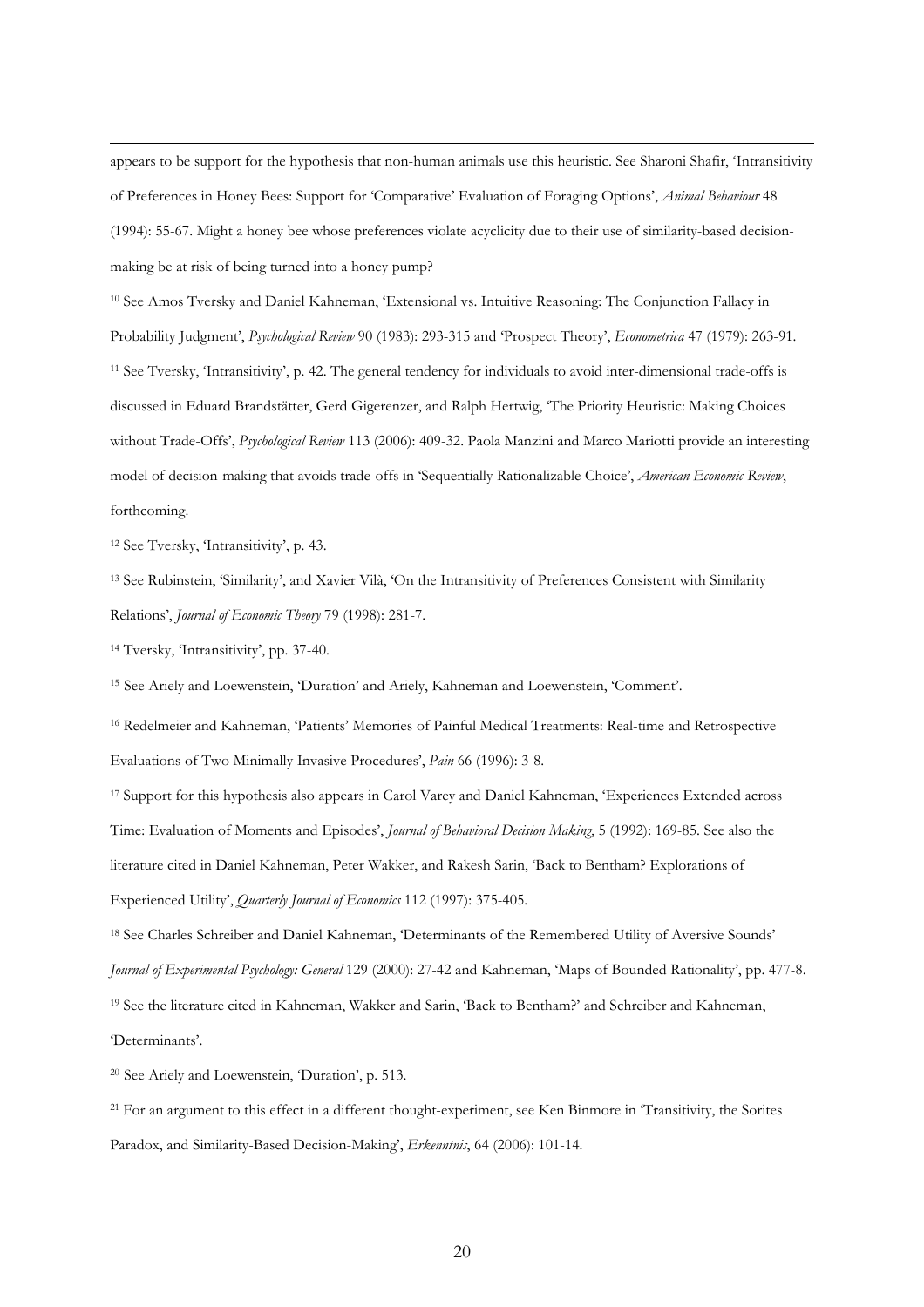appears to be support for the hypothesis that non-human animals use this heuristic. See Sharoni Shafir, 'Intransitivity of Preferences in Honey Bees: Support for 'Comparative' Evaluation of Foraging Options', *Animal Behaviour* 48 (1994): 55-67. Might a honey bee whose preferences violate acyclicity due to their use of similarity-based decision-making be at risk of being turned into a honey pump?

[10] See Amos Tversky and Daniel Kahneman, 'Extensional vs. Intuitive Reasoning: The Conjunction Fallacy in Probability Judgment', *Psychological Review* 90 (1983): 293-315 and 'Prospect Theory', *Econometrica* 47 (1979): 263-91.

[11] See Tversky, 'Intransitivity', p. 42. The general tendency for individuals to avoid inter-dimensional trade-offs is discussed in Eduard Brandstätter, Gerd Gigerenzer, and Ralph Hertwig, 'The Priority Heuristic: Making Choices without Trade-Offs', *Psychological Review* 113 (2006): 409-32. Paola Manzini and Marco Mariotti provide an interesting model of decision-making that avoids trade-offs in 'Sequentially Rationalizable Choice', *American Economic Review*, forthcoming.

[12] See Tversky, 'Intransitivity', p. 43.

[13] See Rubinstein, 'Similarity', and Xavier Vilà, 'On the Intransitivity of Preferences Consistent with Similarity Relations', *Journal of Economic Theory* 79 (1998): 281-7.

[14] Tversky, 'Intransitivity', pp. 37-40.

[15] See Ariely and Loewenstein, 'Duration' and Ariely, Kahneman and Loewenstein, 'Comment'.

[16] Redelmeier and Kahneman, 'Patients' Memories of Painful Medical Treatments: Real-time and Retrospective Evaluations of Two Minimally Invasive Procedures', *Pain* 66 (1996): 3-8.

[17] Support for this hypothesis also appears in Carol Varey and Daniel Kahneman, 'Experiences Extended across Time: Evaluation of Moments and Episodes', *Journal of Behavioral Decision Making*, 5 (1992): 169-85. See also the literature cited in Daniel Kahneman, Peter Wakker, and Rakesh Sarin, 'Back to Bentham? Explorations of Experienced Utility', *Quarterly Journal of Economics* 112 (1997): 375-405.

[18] See Charles Schreiber and Daniel Kahneman, 'Determinants of the Remembered Utility of Aversive Sounds' *Journal of Experimental Psychology: General* 129 (2000): 27-42 and Kahneman, 'Maps of Bounded Rationality', pp. 477-8.

[19] See the literature cited in Kahneman, Wakker and Sarin, 'Back to Bentham?' and Schreiber and Kahneman, 'Determinants'.

[20] See Ariely and Loewenstein, 'Duration', p. 513.

[21] For an argument to this effect in a different thought-experiment, see Ken Binmore in 'Transitivity, the Sorites Paradox, and Similarity-Based Decision-Making', *Erkenntnis*, 64 (2006): 101-14.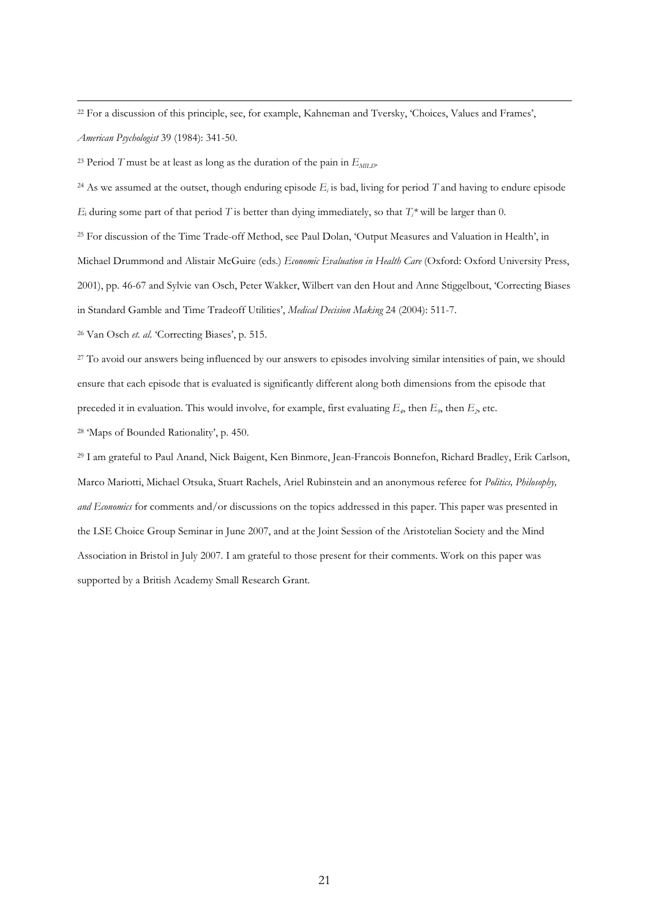[22] For a discussion of this principle, see, for example, Kahneman and Tversky, 'Choices, Values and Frames', *American Psychologist* 39 (1984): 341-50.

[23] Period $T$ must be at least as long as the duration of the pain in $E_{MILD}$.

[24] As we assumed at the outset, though enduring episode $E_i$ is bad, living for period $T$ and having to endure episode $E_i$ during some part of that period $T$ is better than dying immediately, so that $T_i^*$ will be larger than 0.

[25] For discussion of the Time Trade-off Method, see Paul Dolan, 'Output Measures and Valuation in Health', in Michael Drummond and Alistair McGuire (eds.) *Economic Evaluation in Health Care* (Oxford: Oxford University Press, 2001), pp. 46-67 and Sylvie van Osch, Peter Wakker, Wilbert van den Hout and Anne Stiggelbout, 'Correcting Biases in Standard Gamble and Time Tradeoff Utilities', *Medical Decision Making* 24 (2004): 511-7.

[26] Van Osch *et. al*. 'Correcting Biases', p. 515.

[27] To avoid our answers being influenced by our answers to episodes involving similar intensities of pain, we should ensure that each episode that is evaluated is significantly different along both dimensions from the episode that preceded it in evaluation. This would involve, for example, first evaluating $E_4$, then $E_9$, then $E_2$, etc.

[28] 'Maps of Bounded Rationality', p. 450.

[29] I am grateful to Paul Anand, Nick Baigent, Ken Binmore, Jean-Francois Bonnefon, Richard Bradley, Erik Carlson, Marco Mariotti, Michael Otsuka, Stuart Rachels, Ariel Rubinstein and an anonymous referee for *Politics, Philosophy, and Economics* for comments and/or discussions on the topics addressed in this paper. This paper was presented in the LSE Choice Group Seminar in June 2007, and at the Joint Session of the Aristotelian Society and the Mind Association in Bristol in July 2007. I am grateful to those present for their comments. Work on this paper was supported by a British Academy Small Research Grant.